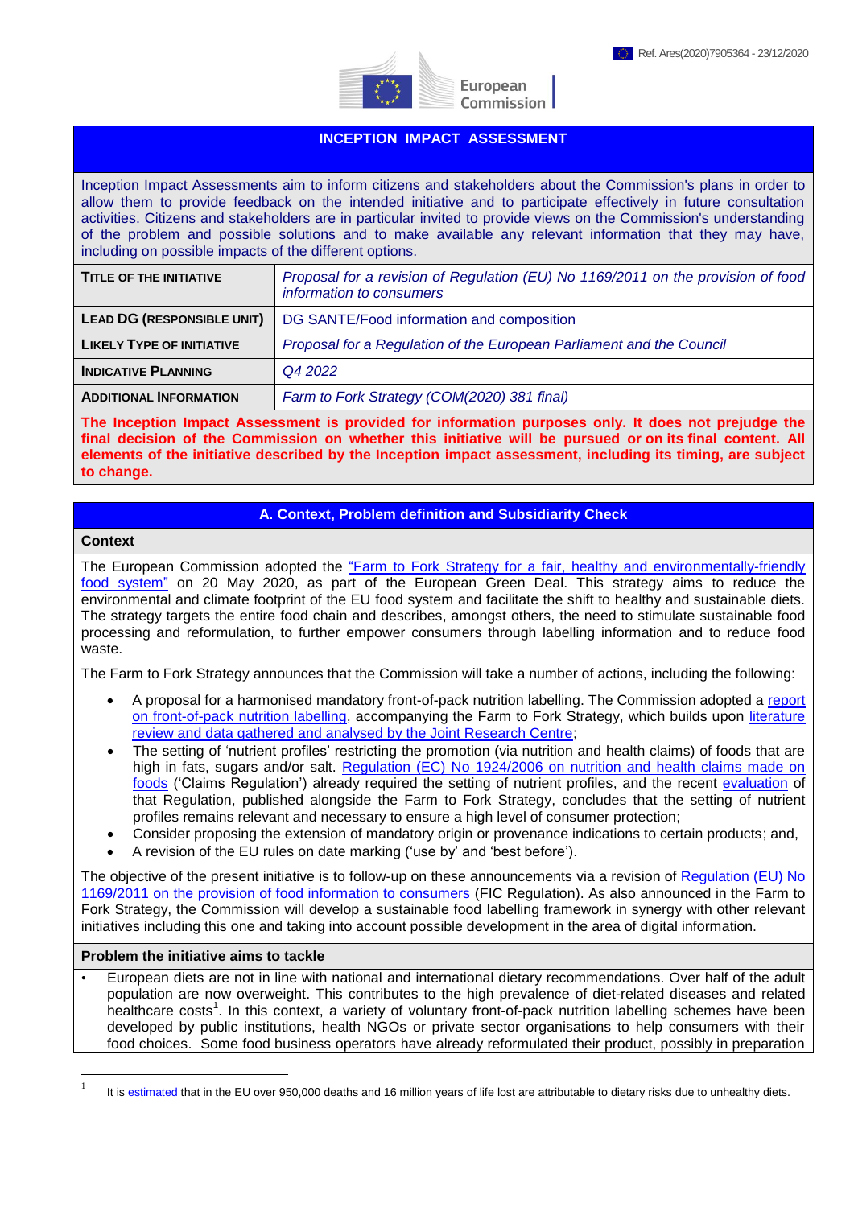Ref. Ares(2020)7905364 - 23/12/2020

European Commission

# INCEPTION IMPACT ASSESSMENT

Inception Impact Assessments aim to inform citizens and stakeholders about the Commission's plans in order to allow them to provide feedback on the intended initiative and to participate effectively in future consultation activities. Citizens and stakeholders are in particular invited to provide views on the Commission's understanding of the problem and possible solutions and to make available any relevant information that they may have, including on possible impacts of the different options.

| | |
|---|---|
| **TITLE OF THE INITIATIVE** | *Proposal for a revision of Regulation (EU) No 1169/2011 on the provision of food information to consumers* |
| **LEAD DG (RESPONSIBLE UNIT)** | DG SANTE/Food information and composition |
| **LIKELY TYPE OF INITIATIVE** | *Proposal for a Regulation of the European Parliament and the Council* |
| **INDICATIVE PLANNING** | *Q4 2022* |
| **ADDITIONAL INFORMATION** | *Farm to Fork Strategy (COM(2020) 381 final)* |

**The Inception Impact Assessment is provided for information purposes only. It does not prejudge the final decision of the Commission on whether this initiative will be pursued or on its final content. All elements of the initiative described by the Inception impact assessment, including its timing, are subject to change.**

## A. Context, Problem definition and Subsidiarity Check

### Context

The European Commission adopted the "Farm to Fork Strategy for a fair, healthy and environmentally-friendly food system" on 20 May 2020, as part of the European Green Deal. This strategy aims to reduce the environmental and climate footprint of the EU food system and facilitate the shift to healthy and sustainable diets. The strategy targets the entire food chain and describes, amongst others, the need to stimulate sustainable food processing and reformulation, to further empower consumers through labelling information and to reduce food waste.

The Farm to Fork Strategy announces that the Commission will take a number of actions, including the following:

- A proposal for a harmonised mandatory front-of-pack nutrition labelling. The Commission adopted a report on front-of-pack nutrition labelling, accompanying the Farm to Fork Strategy, which builds upon literature review and data gathered and analysed by the Joint Research Centre;
- The setting of 'nutrient profiles' restricting the promotion (via nutrition and health claims) of foods that are high in fats, sugars and/or salt. Regulation (EC) No 1924/2006 on nutrition and health claims made on foods ('Claims Regulation') already required the setting of nutrient profiles, and the recent evaluation of that Regulation, published alongside the Farm to Fork Strategy, concludes that the setting of nutrient profiles remains relevant and necessary to ensure a high level of consumer protection;
- Consider proposing the extension of mandatory origin or provenance indications to certain products; and,
- A revision of the EU rules on date marking ('use by' and 'best before').

The objective of the present initiative is to follow-up on these announcements via a revision of Regulation (EU) No 1169/2011 on the provision of food information to consumers (FIC Regulation). As also announced in the Farm to Fork Strategy, the Commission will develop a sustainable food labelling framework in synergy with other relevant initiatives including this one and taking into account possible development in the area of digital information.

### Problem the initiative aims to tackle

- European diets are not in line with national and international dietary recommendations. Over half of the adult population are now overweight. This contributes to the high prevalence of diet-related diseases and related healthcare costs[1]. In this context, a variety of voluntary front-of-pack nutrition labelling schemes have been developed by public institutions, health NGOs or private sector organisations to help consumers with their food choices. Some food business operators have already reformulated their product, possibly in preparation

[1] It is estimated that in the EU over 950,000 deaths and 16 million years of life lost are attributable to dietary risks due to unhealthy diets.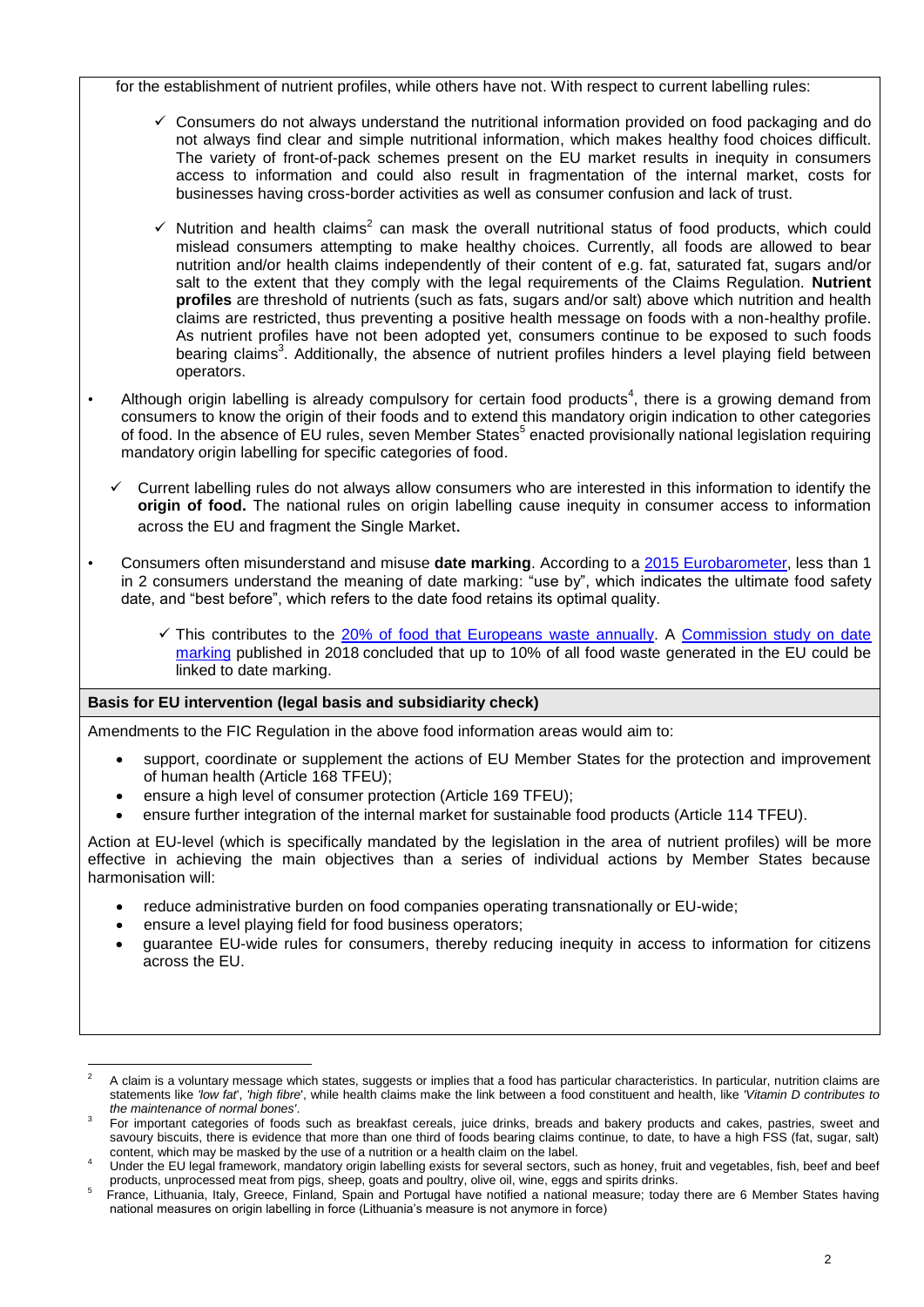for the establishment of nutrient profiles, while others have not. With respect to current labelling rules:

- ✓ Consumers do not always understand the nutritional information provided on food packaging and do not always find clear and simple nutritional information, which makes healthy food choices difficult. The variety of front-of-pack schemes present on the EU market results in inequity in consumers access to information and could also result in fragmentation of the internal market, costs for businesses having cross-border activities as well as consumer confusion and lack of trust.
- ✓ Nutrition and health claims[2] can mask the overall nutritional status of food products, which could mislead consumers attempting to make healthy choices. Currently, all foods are allowed to bear nutrition and/or health claims independently of their content of e.g. fat, saturated fat, sugars and/or salt to the extent that they comply with the legal requirements of the Claims Regulation. **Nutrient profiles** are threshold of nutrients (such as fats, sugars and/or salt) above which nutrition and health claims are restricted, thus preventing a positive health message on foods with a non-healthy profile. As nutrient profiles have not been adopted yet, consumers continue to be exposed to such foods bearing claims[3]. Additionally, the absence of nutrient profiles hinders a level playing field between operators.

- Although origin labelling is already compulsory for certain food products[4], there is a growing demand from consumers to know the origin of their foods and to extend this mandatory origin indication to other categories of food. In the absence of EU rules, seven Member States[5] enacted provisionally national legislation requiring mandatory origin labelling for specific categories of food.
  - ✓ Current labelling rules do not always allow consumers who are interested in this information to identify the **origin of food.** The national rules on origin labelling cause inequity in consumer access to information across the EU and fragment the Single Market.

- Consumers often misunderstand and misuse **date marking**. According to a [2015 Eurobarometer](), less than 1 in 2 consumers understand the meaning of date marking: "use by", which indicates the ultimate food safety date, and "best before", which refers to the date food retains its optimal quality.
  - ✓ This contributes to the [20% of food that Europeans waste annually](). A [Commission study on date marking]() published in 2018 concluded that up to 10% of all food waste generated in the EU could be linked to date marking.

**Basis for EU intervention (legal basis and subsidiarity check)**

Amendments to the FIC Regulation in the above food information areas would aim to:

- support, coordinate or supplement the actions of EU Member States for the protection and improvement of human health (Article 168 TFEU);
- ensure a high level of consumer protection (Article 169 TFEU);
- ensure further integration of the internal market for sustainable food products (Article 114 TFEU).

Action at EU-level (which is specifically mandated by the legislation in the area of nutrient profiles) will be more effective in achieving the main objectives than a series of individual actions by Member States because harmonisation will:

- reduce administrative burden on food companies operating transnationally or EU-wide;
- ensure a level playing field for food business operators;
- guarantee EU-wide rules for consumers, thereby reducing inequity in access to information for citizens across the EU.

---

[2] A claim is a voluntary message which states, suggests or implies that a food has particular characteristics. In particular, nutrition claims are statements like *'low fat'*, *'high fibre'*, while health claims make the link between a food constituent and health, like *'Vitamin D contributes to the maintenance of normal bones'*.

[3] For important categories of foods such as breakfast cereals, juice drinks, breads and bakery products and cakes, pastries, sweet and savoury biscuits, there is evidence that more than one third of foods bearing claims continue, to date, to have a high FSS (fat, sugar, salt) content, which may be masked by the use of a nutrition or a health claim on the label.

[4] Under the EU legal framework, mandatory origin labelling exists for several sectors, such as honey, fruit and vegetables, fish, beef and beef products, unprocessed meat from pigs, sheep, goats and poultry, olive oil, wine, eggs and spirits drinks.

[5] France, Lithuania, Italy, Greece, Finland, Spain and Portugal have notified a national measure; today there are 6 Member States having national measures on origin labelling in force (Lithuania's measure is not anymore in force)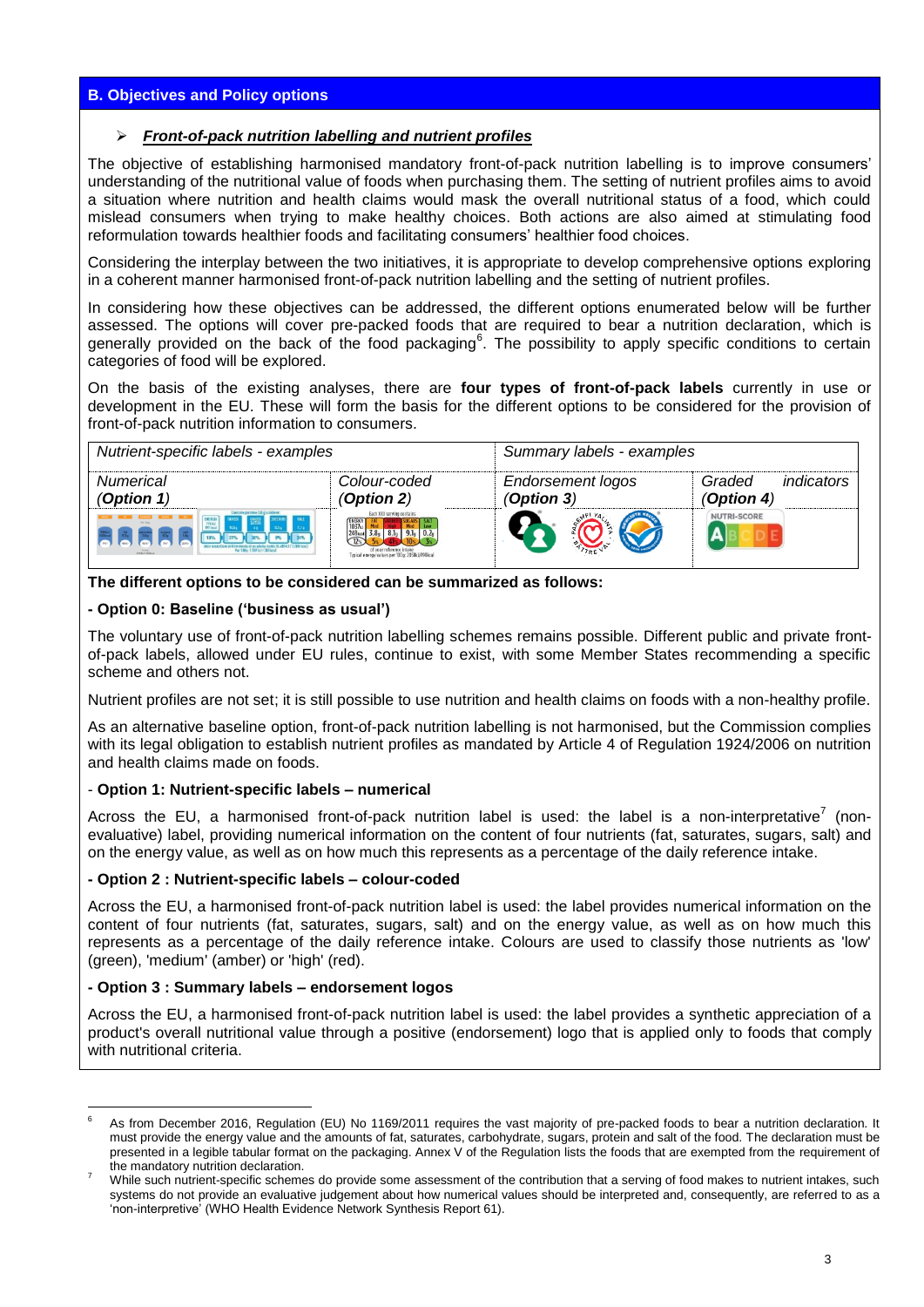## B. Objectives and Policy options

- ***Front-of-pack nutrition labelling and nutrient profiles***

The objective of establishing harmonised mandatory front-of-pack nutrition labelling is to improve consumers' understanding of the nutritional value of foods when purchasing them. The setting of nutrient profiles aims to avoid a situation where nutrition and health claims would mask the overall nutritional status of a food, which could mislead consumers when trying to make healthy choices. Both actions are also aimed at stimulating food reformulation towards healthier foods and facilitating consumers' healthier food choices.

Considering the interplay between the two initiatives, it is appropriate to develop comprehensive options exploring in a coherent manner harmonised front-of-pack nutrition labelling and the setting of nutrient profiles.

In considering how these objectives can be addressed, the different options enumerated below will be further assessed. The options will cover pre-packed foods that are required to bear a nutrition declaration, which is generally provided on the back of the food packaging[6]. The possibility to apply specific conditions to certain categories of food will be explored.

On the basis of the existing analyses, there are **four types of front-of-pack labels** currently in use or development in the EU. These will form the basis for the different options to be considered for the provision of front-of-pack nutrition information to consumers.

| *Nutrient-specific labels - examples* | | *Summary labels - examples* | |
|---|---|---|---|
| *Numerical (**Option 1**)* | *Colour-coded (**Option 2**)* | *Endorsement logos (**Option 3**)* | *Graded indicators (**Option 4**)* |

**The different options to be considered can be summarized as follows:**

**- Option 0: Baseline ('business as usual')**

The voluntary use of front-of-pack nutrition labelling schemes remains possible. Different public and private front-of-pack labels, allowed under EU rules, continue to exist, with some Member States recommending a specific scheme and others not.

Nutrient profiles are not set; it is still possible to use nutrition and health claims on foods with a non-healthy profile.

As an alternative baseline option, front-of-pack nutrition labelling is not harmonised, but the Commission complies with its legal obligation to establish nutrient profiles as mandated by Article 4 of Regulation 1924/2006 on nutrition and health claims made on foods.

- **Option 1: Nutrient-specific labels – numerical**

Across the EU, a harmonised front-of-pack nutrition label is used: the label is a non-interpretative[7] (non-evaluative) label, providing numerical information on the content of four nutrients (fat, saturates, sugars, salt) and on the energy value, as well as on how much this represents as a percentage of the daily reference intake.

**- Option 2 : Nutrient-specific labels – colour-coded**

Across the EU, a harmonised front-of-pack nutrition label is used: the label provides numerical information on the content of four nutrients (fat, saturates, sugars, salt) and on the energy value, as well as on how much this represents as a percentage of the daily reference intake. Colours are used to classify those nutrients as 'low' (green), 'medium' (amber) or 'high' (red).

**- Option 3 : Summary labels – endorsement logos**

Across the EU, a harmonised front-of-pack nutrition label is used: the label provides a synthetic appreciation of a product's overall nutritional value through a positive (endorsement) logo that is applied only to foods that comply with nutritional criteria.

---

[6] As from December 2016, Regulation (EU) No 1169/2011 requires the vast majority of pre-packed foods to bear a nutrition declaration. It must provide the energy value and the amounts of fat, saturates, carbohydrate, sugars, protein and salt of the food. The declaration must be presented in a legible tabular format on the packaging. Annex V of the Regulation lists the foods that are exempted from the requirement of the mandatory nutrition declaration.

[7] While such nutrient-specific schemes do provide some assessment of the contribution that a serving of food makes to nutrient intakes, such systems do not provide an evaluative judgement about how numerical values should be interpreted and, consequently, are referred to as a 'non-interpretive' (WHO Health Evidence Network Synthesis Report 61).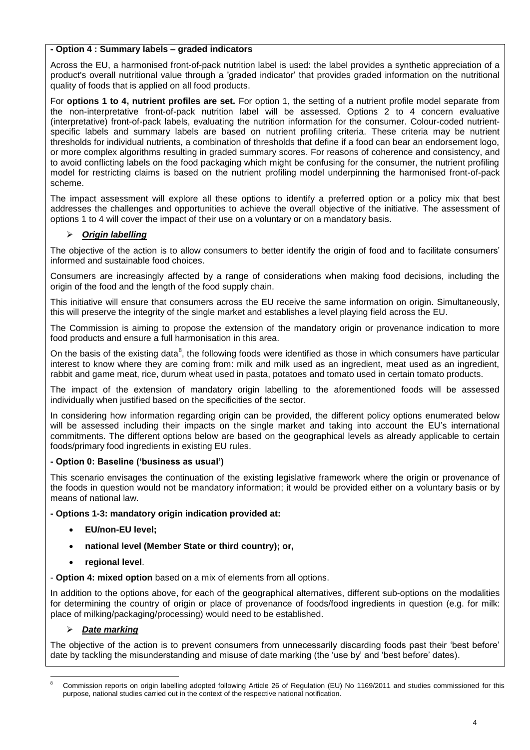**- Option 4 : Summary labels – graded indicators**

Across the EU, a harmonised front-of-pack nutrition label is used: the label provides a synthetic appreciation of a product's overall nutritional value through a 'graded indicator' that provides graded information on the nutritional quality of foods that is applied on all food products.

For **options 1 to 4, nutrient profiles are set.** For option 1, the setting of a nutrient profile model separate from the non-interpretative front-of-pack nutrition label will be assessed. Options 2 to 4 concern evaluative (interpretative) front-of-pack labels, evaluating the nutrition information for the consumer. Colour-coded nutrient-specific labels and summary labels are based on nutrient profiling criteria. These criteria may be nutrient thresholds for individual nutrients, a combination of thresholds that define if a food can bear an endorsement logo, or more complex algorithms resulting in graded summary scores. For reasons of coherence and consistency, and to avoid conflicting labels on the food packaging which might be confusing for the consumer, the nutrient profiling model for restricting claims is based on the nutrient profiling model underpinning the harmonised front-of-pack scheme.

The impact assessment will explore all these options to identify a preferred option or a policy mix that best addresses the challenges and opportunities to achieve the overall objective of the initiative. The assessment of options 1 to 4 will cover the impact of their use on a voluntary or on a mandatory basis.

- ***Origin labelling***

The objective of the action is to allow consumers to better identify the origin of food and to facilitate consumers' informed and sustainable food choices.

Consumers are increasingly affected by a range of considerations when making food decisions, including the origin of the food and the length of the food supply chain.

This initiative will ensure that consumers across the EU receive the same information on origin. Simultaneously, this will preserve the integrity of the single market and establishes a level playing field across the EU.

The Commission is aiming to propose the extension of the mandatory origin or provenance indication to more food products and ensure a full harmonisation in this area.

On the basis of the existing data[8], the following foods were identified as those in which consumers have particular interest to know where they are coming from: milk and milk used as an ingredient, meat used as an ingredient, rabbit and game meat, rice, durum wheat used in pasta, potatoes and tomato used in certain tomato products.

The impact of the extension of mandatory origin labelling to the aforementioned foods will be assessed individually when justified based on the specificities of the sector.

In considering how information regarding origin can be provided, the different policy options enumerated below will be assessed including their impacts on the single market and taking into account the EU's international commitments. The different options below are based on the geographical levels as already applicable to certain foods/primary food ingredients in existing EU rules.

**- Option 0: Baseline ('business as usual')**

This scenario envisages the continuation of the existing legislative framework where the origin or provenance of the foods in question would not be mandatory information; it would be provided either on a voluntary basis or by means of national law.

**- Options 1-3: mandatory origin indication provided at:**

- **EU/non-EU level;**
- **national level (Member State or third country); or,**
- **regional level**.

- **Option 4: mixed option** based on a mix of elements from all options.

In addition to the options above, for each of the geographical alternatives, different sub-options on the modalities for determining the country of origin or place of provenance of foods/food ingredients in question (e.g. for milk: place of milking/packaging/processing) would need to be established.

- ***Date marking***

The objective of the action is to prevent consumers from unnecessarily discarding foods past their 'best before' date by tackling the misunderstanding and misuse of date marking (the 'use by' and 'best before' dates).

[8] Commission reports on origin labelling adopted following Article 26 of Regulation (EU) No 1169/2011 and studies commissioned for this purpose, national studies carried out in the context of the respective national notification.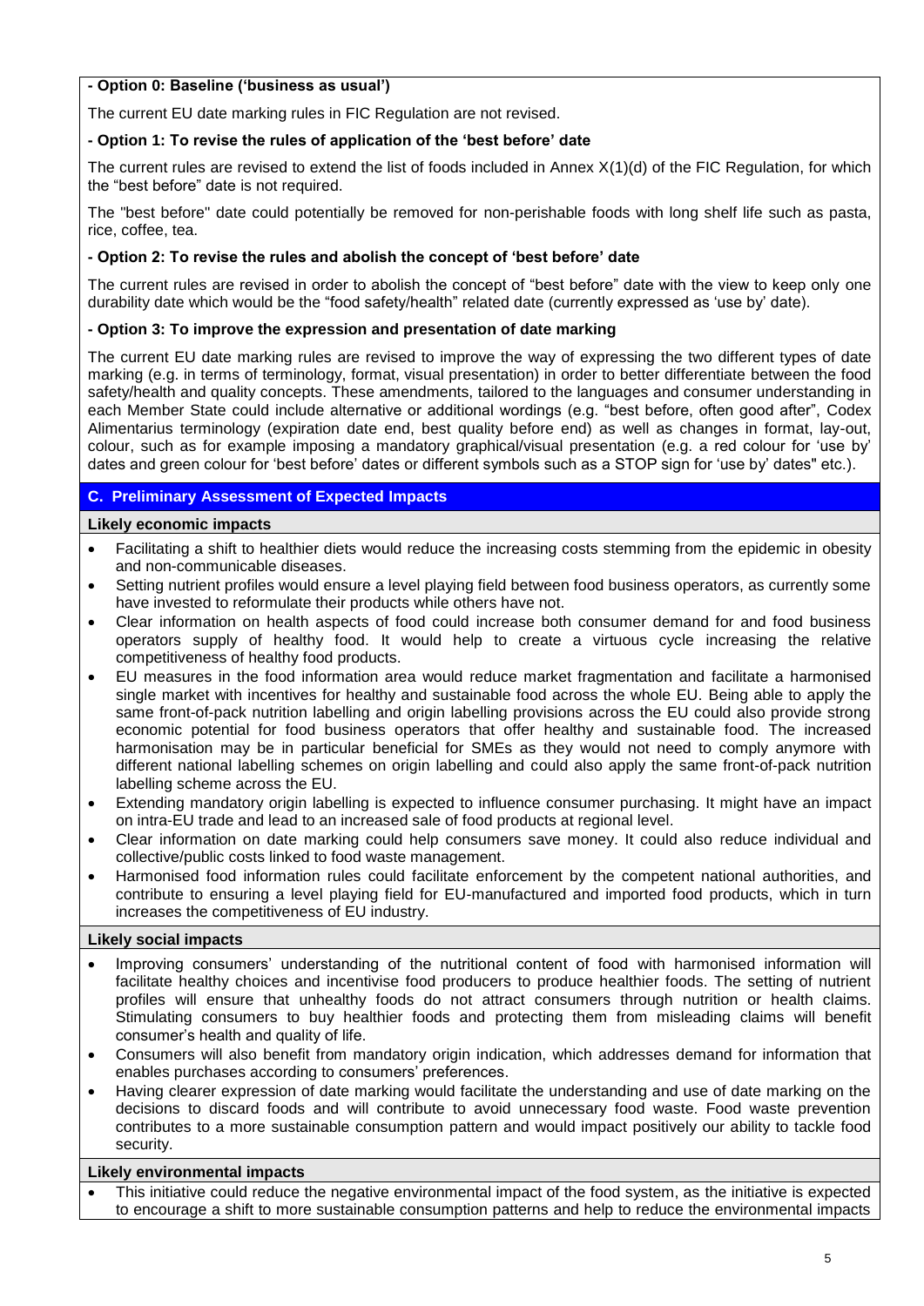**- Option 0: Baseline ('business as usual')**

The current EU date marking rules in FIC Regulation are not revised.

**- Option 1: To revise the rules of application of the 'best before' date**

The current rules are revised to extend the list of foods included in Annex X(1)(d) of the FIC Regulation, for which the "best before" date is not required.

The "best before" date could potentially be removed for non-perishable foods with long shelf life such as pasta, rice, coffee, tea.

**- Option 2: To revise the rules and abolish the concept of 'best before' date**

The current rules are revised in order to abolish the concept of "best before" date with the view to keep only one durability date which would be the "food safety/health" related date (currently expressed as 'use by' date).

**- Option 3: To improve the expression and presentation of date marking**

The current EU date marking rules are revised to improve the way of expressing the two different types of date marking (e.g. in terms of terminology, format, visual presentation) in order to better differentiate between the food safety/health and quality concepts. These amendments, tailored to the languages and consumer understanding in each Member State could include alternative or additional wordings (e.g. "best before, often good after", Codex Alimentarius terminology (expiration date end, best quality before end) as well as changes in format, lay-out, colour, such as for example imposing a mandatory graphical/visual presentation (e.g. a red colour for 'use by' dates and green colour for 'best before' dates or different symbols such as a STOP sign for 'use by' dates" etc.).

## C. Preliminary Assessment of Expected Impacts

**Likely economic impacts**

- Facilitating a shift to healthier diets would reduce the increasing costs stemming from the epidemic in obesity and non-communicable diseases.
- Setting nutrient profiles would ensure a level playing field between food business operators, as currently some have invested to reformulate their products while others have not.
- Clear information on health aspects of food could increase both consumer demand for and food business operators supply of healthy food. It would help to create a virtuous cycle increasing the relative competitiveness of healthy food products.
- EU measures in the food information area would reduce market fragmentation and facilitate a harmonised single market with incentives for healthy and sustainable food across the whole EU. Being able to apply the same front-of-pack nutrition labelling and origin labelling provisions across the EU could also provide strong economic potential for food business operators that offer healthy and sustainable food. The increased harmonisation may be in particular beneficial for SMEs as they would not need to comply anymore with different national labelling schemes on origin labelling and could also apply the same front-of-pack nutrition labelling scheme across the EU.
- Extending mandatory origin labelling is expected to influence consumer purchasing. It might have an impact on intra-EU trade and lead to an increased sale of food products at regional level.
- Clear information on date marking could help consumers save money. It could also reduce individual and collective/public costs linked to food waste management.
- Harmonised food information rules could facilitate enforcement by the competent national authorities, and contribute to ensuring a level playing field for EU-manufactured and imported food products, which in turn increases the competitiveness of EU industry.

**Likely social impacts**

- Improving consumers' understanding of the nutritional content of food with harmonised information will facilitate healthy choices and incentivise food producers to produce healthier foods. The setting of nutrient profiles will ensure that unhealthy foods do not attract consumers through nutrition or health claims. Stimulating consumers to buy healthier foods and protecting them from misleading claims will benefit consumer's health and quality of life.
- Consumers will also benefit from mandatory origin indication, which addresses demand for information that enables purchases according to consumers' preferences.
- Having clearer expression of date marking would facilitate the understanding and use of date marking on the decisions to discard foods and will contribute to avoid unnecessary food waste. Food waste prevention contributes to a more sustainable consumption pattern and would impact positively our ability to tackle food security.

**Likely environmental impacts**

- This initiative could reduce the negative environmental impact of the food system, as the initiative is expected to encourage a shift to more sustainable consumption patterns and help to reduce the environmental impacts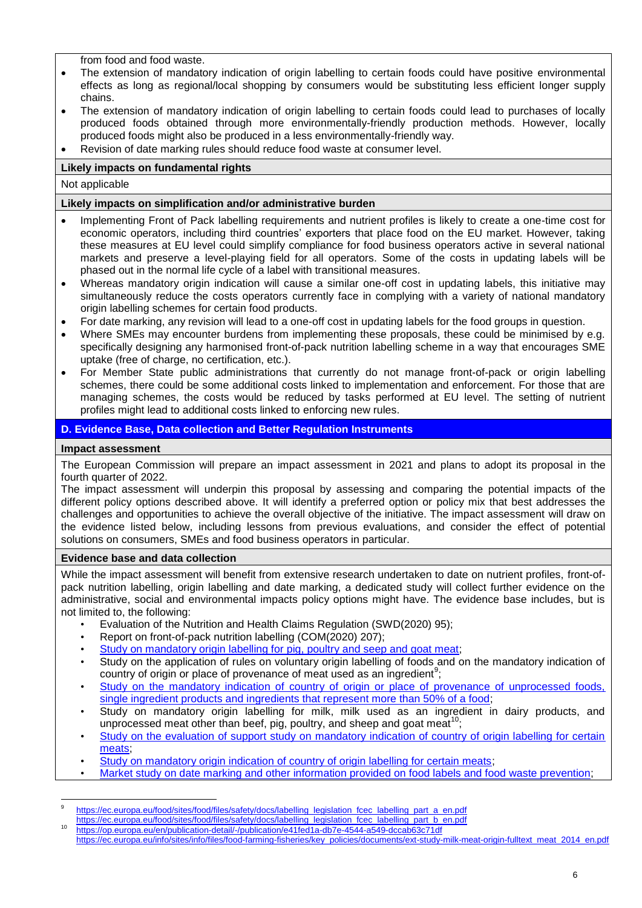from food and food waste.

- The extension of mandatory indication of origin labelling to certain foods could have positive environmental effects as long as regional/local shopping by consumers would be substituting less efficient longer supply chains.
- The extension of mandatory indication of origin labelling to certain foods could lead to purchases of locally produced foods obtained through more environmentally-friendly production methods. However, locally produced foods might also be produced in a less environmentally-friendly way.
- Revision of date marking rules should reduce food waste at consumer level.

**Likely impacts on fundamental rights**

Not applicable

**Likely impacts on simplification and/or administrative burden**

- Implementing Front of Pack labelling requirements and nutrient profiles is likely to create a one-time cost for economic operators, including third countries' exporters that place food on the EU market. However, taking these measures at EU level could simplify compliance for food business operators active in several national markets and preserve a level-playing field for all operators. Some of the costs in updating labels will be phased out in the normal life cycle of a label with transitional measures.
- Whereas mandatory origin indication will cause a similar one-off cost in updating labels, this initiative may simultaneously reduce the costs operators currently face in complying with a variety of national mandatory origin labelling schemes for certain food products.
- For date marking, any revision will lead to a one-off cost in updating labels for the food groups in question.
- Where SMEs may encounter burdens from implementing these proposals, these could be minimised by e.g. specifically designing any harmonised front-of-pack nutrition labelling scheme in a way that encourages SME uptake (free of charge, no certification, etc.).
- For Member State public administrations that currently do not manage front-of-pack or origin labelling schemes, there could be some additional costs linked to implementation and enforcement. For those that are managing schemes, the costs would be reduced by tasks performed at EU level. The setting of nutrient profiles might lead to additional costs linked to enforcing new rules.

## D. Evidence Base, Data collection and Better Regulation Instruments

**Impact assessment**

The European Commission will prepare an impact assessment in 2021 and plans to adopt its proposal in the fourth quarter of 2022.

The impact assessment will underpin this proposal by assessing and comparing the potential impacts of the different policy options described above. It will identify a preferred option or policy mix that best addresses the challenges and opportunities to achieve the overall objective of the initiative. The impact assessment will draw on the evidence listed below, including lessons from previous evaluations, and consider the effect of potential solutions on consumers, SMEs and food business operators in particular.

**Evidence base and data collection**

While the impact assessment will benefit from extensive research undertaken to date on nutrient profiles, front-of-pack nutrition labelling, origin labelling and date marking, a dedicated study will collect further evidence on the administrative, social and environmental impacts policy options might have. The evidence base includes, but is not limited to, the following:

- Evaluation of the Nutrition and Health Claims Regulation (SWD(2020) 95);
- Report on front-of-pack nutrition labelling (COM(2020) 207);
- Study on mandatory origin labelling for pig, poultry and seep and goat meat;
- Study on the application of rules on voluntary origin labelling of foods and on the mandatory indication of country of origin or place of provenance of meat used as an ingredient[9];
- Study on the mandatory indication of country of origin or place of provenance of unprocessed foods, single ingredient products and ingredients that represent more than 50% of a food;
- Study on mandatory origin labelling for milk, milk used as an ingredient in dairy products, and unprocessed meat other than beef, pig, poultry, and sheep and goat meat[10];
- Study on the evaluation of support study on mandatory indication of country of origin labelling for certain meats;
- Study on mandatory origin indication of country of origin labelling for certain meats;
- Market study on date marking and other information provided on food labels and food waste prevention;

---

[9] https://ec.europa.eu/food/sites/food/files/safety/docs/labelling_legislation_fcec_labelling_part_a_en.pdf
https://ec.europa.eu/food/sites/food/files/safety/docs/labelling_legislation_fcec_labelling_part_b_en.pdf

[10] https://op.europa.eu/en/publication-detail/-/publication/e41fed1a-db7e-4544-a549-dccab63c71df
https://ec.europa.eu/info/sites/info/files/food-farming-fisheries/key_policies/documents/ext-study-milk-meat-origin-fulltext_meat_2014_en.pdf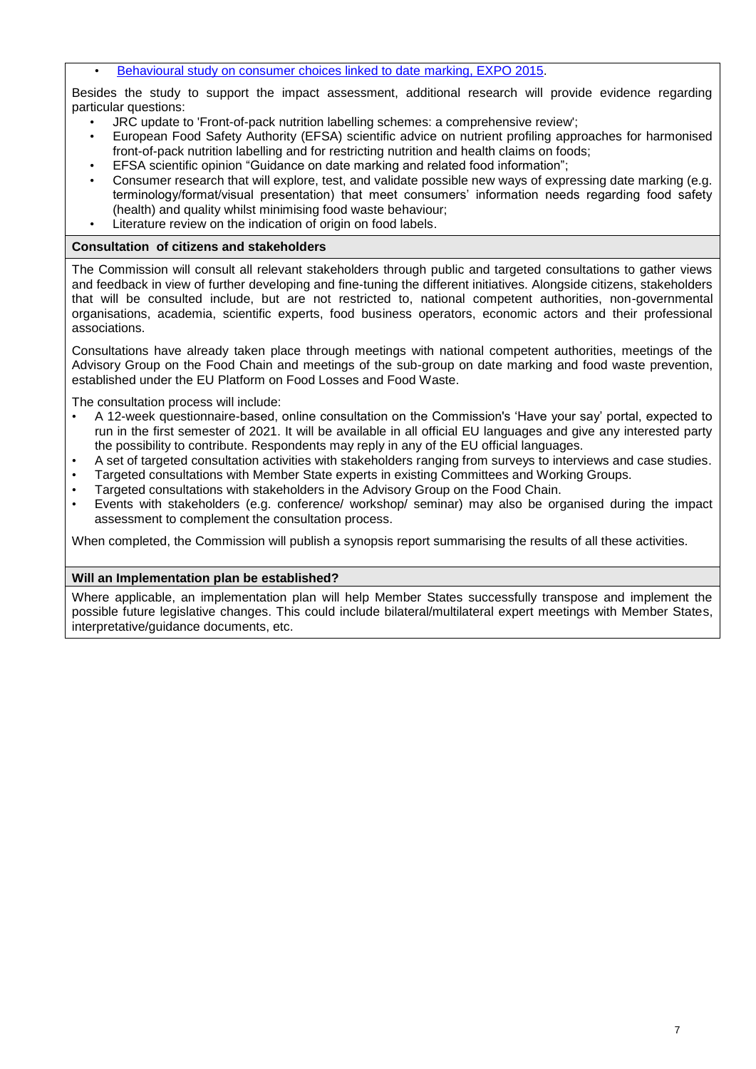- [Behavioural study on consumer choices linked to date marking, EXPO 2015](#).

Besides the study to support the impact assessment, additional research will provide evidence regarding particular questions:

- JRC update to 'Front-of-pack nutrition labelling schemes: a comprehensive review';
- European Food Safety Authority (EFSA) scientific advice on nutrient profiling approaches for harmonised front-of-pack nutrition labelling and for restricting nutrition and health claims on foods;
- EFSA scientific opinion "Guidance on date marking and related food information";
- Consumer research that will explore, test, and validate possible new ways of expressing date marking (e.g. terminology/format/visual presentation) that meet consumers' information needs regarding food safety (health) and quality whilst minimising food waste behaviour;
- Literature review on the indication of origin on food labels.

**Consultation of citizens and stakeholders**

The Commission will consult all relevant stakeholders through public and targeted consultations to gather views and feedback in view of further developing and fine-tuning the different initiatives. Alongside citizens, stakeholders that will be consulted include, but are not restricted to, national competent authorities, non-governmental organisations, academia, scientific experts, food business operators, economic actors and their professional associations.

Consultations have already taken place through meetings with national competent authorities, meetings of the Advisory Group on the Food Chain and meetings of the sub-group on date marking and food waste prevention, established under the EU Platform on Food Losses and Food Waste.

The consultation process will include:

- A 12-week questionnaire-based, online consultation on the Commission's 'Have your say' portal, expected to run in the first semester of 2021. It will be available in all official EU languages and give any interested party the possibility to contribute. Respondents may reply in any of the EU official languages.
- A set of targeted consultation activities with stakeholders ranging from surveys to interviews and case studies.
- Targeted consultations with Member State experts in existing Committees and Working Groups.
- Targeted consultations with stakeholders in the Advisory Group on the Food Chain.
- Events with stakeholders (e.g. conference/ workshop/ seminar) may also be organised during the impact assessment to complement the consultation process.

When completed, the Commission will publish a synopsis report summarising the results of all these activities.

**Will an Implementation plan be established?**

Where applicable, an implementation plan will help Member States successfully transpose and implement the possible future legislative changes. This could include bilateral/multilateral expert meetings with Member States, interpretative/guidance documents, etc.